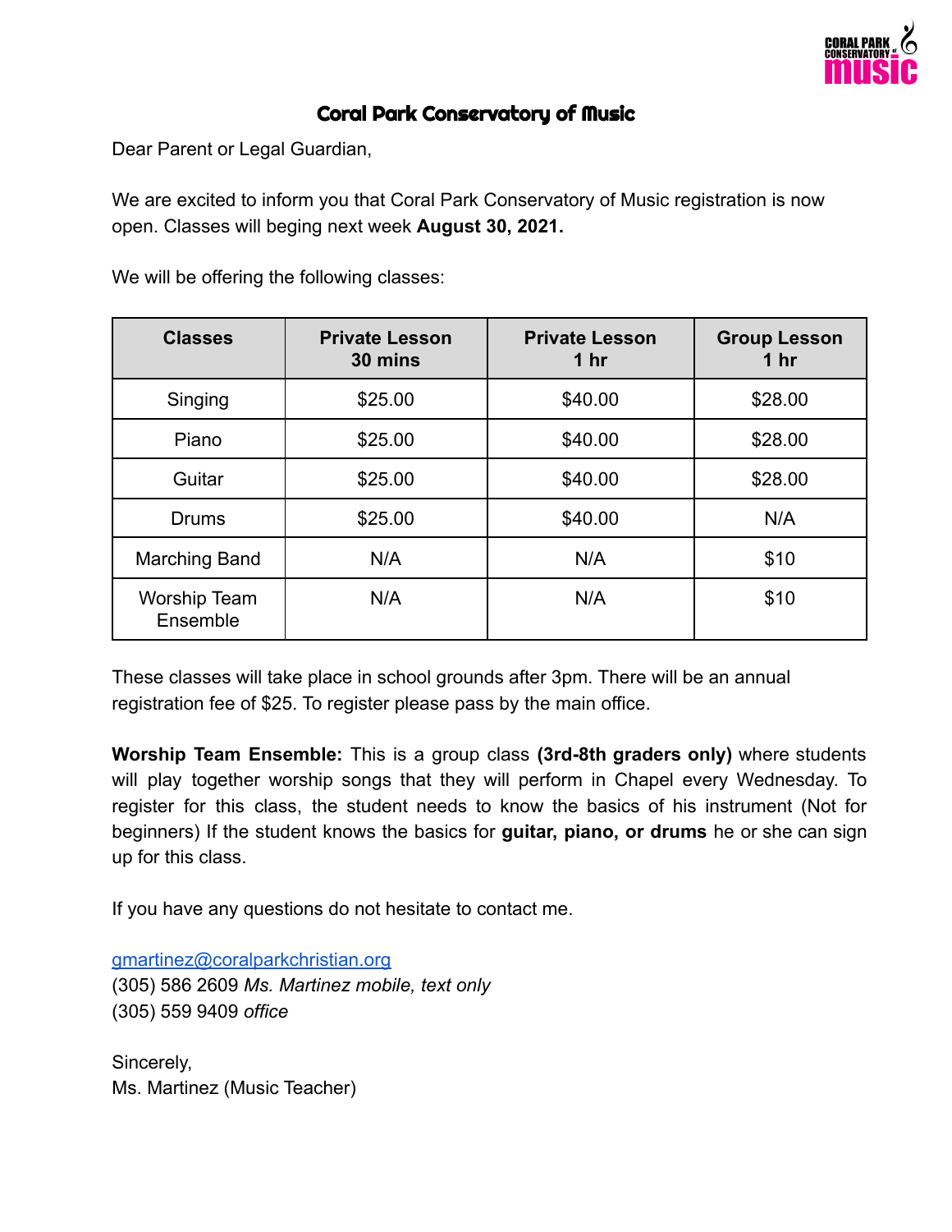# Coral Park Conservatory of Music

Dear Parent or Legal Guardian,

We are excited to inform you that Coral Park Conservatory of Music registration is now open. Classes will beging next week **August 30, 2021.**

We will be offering the following classes:

| Classes | Private Lesson 30 mins | Private Lesson 1 hr | Group Lesson 1 hr |
|---|---|---|---|
| Singing | $25.00 | $40.00 | $28.00 |
| Piano | $25.00 | $40.00 | $28.00 |
| Guitar | $25.00 | $40.00 | $28.00 |
| Drums | $25.00 | $40.00 | N/A |
| Marching Band | N/A | N/A | $10 |
| Worship Team Ensemble | N/A | N/A | $10 |

These classes will take place in school grounds after 3pm. There will be an annual registration fee of $25. To register please pass by the main office.

**Worship Team Ensemble:** This is a group class **(3rd-8th graders only)** where students will play together worship songs that they will perform in Chapel every Wednesday. To register for this class, the student needs to know the basics of his instrument (Not for beginners) If the student knows the basics for **guitar, piano, or drums** he or she can sign up for this class.

If you have any questions do not hesitate to contact me.

gmartinez@coralparkchristian.org
(305) 586 2609 *Ms. Martinez mobile, text only*
(305) 559 9409 *office*

Sincerely,
Ms. Martinez (Music Teacher)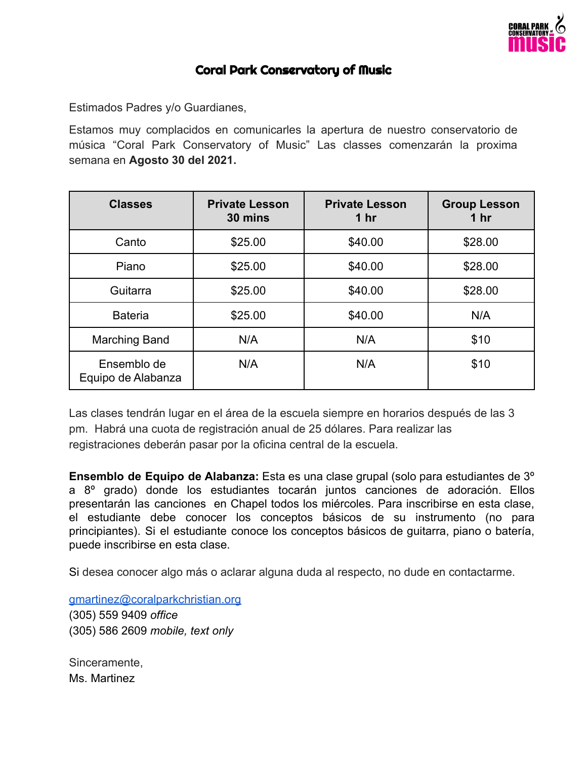# Coral Park Conservatory of Music

Estimados Padres y/o Guardianes,

Estamos muy complacidos en comunicarles la apertura de nuestro conservatorio de música "Coral Park Conservatory of Music" Las classes comenzarán la proxima semana en **Agosto 30 del 2021.**

| Classes | Private Lesson 30 mins | Private Lesson 1 hr | Group Lesson 1 hr |
|---|---|---|---|
| Canto | $25.00 | $40.00 | $28.00 |
| Piano | $25.00 | $40.00 | $28.00 |
| Guitarra | $25.00 | $40.00 | $28.00 |
| Bateria | $25.00 | $40.00 | N/A |
| Marching Band | N/A | N/A | $10 |
| Ensemblo de Equipo de Alabanza | N/A | N/A | $10 |

Las clases tendrán lugar en el área de la escuela siempre en horarios después de las 3 pm. Habrá una cuota de registración anual de 25 dólares. Para realizar las registraciones deberán pasar por la oficina central de la escuela.

**Ensemblo de Equipo de Alabanza:** Esta es una clase grupal (solo para estudiantes de 3º a 8º grado) donde los estudiantes tocarán juntos canciones de adoración. Ellos presentarán las canciones en Chapel todos los miércoles. Para inscribirse en esta clase, el estudiante debe conocer los conceptos básicos de su instrumento (no para principiantes). Si el estudiante conoce los conceptos básicos de guitarra, piano o batería, puede inscribirse en esta clase.

Si desea conocer algo más o aclarar alguna duda al respecto, no dude en contactarme.

gmartinez@coralparkchristian.org
(305) 559 9409 *office*
(305) 586 2609 *mobile, text only*

Sinceramente,
Ms. Martinez